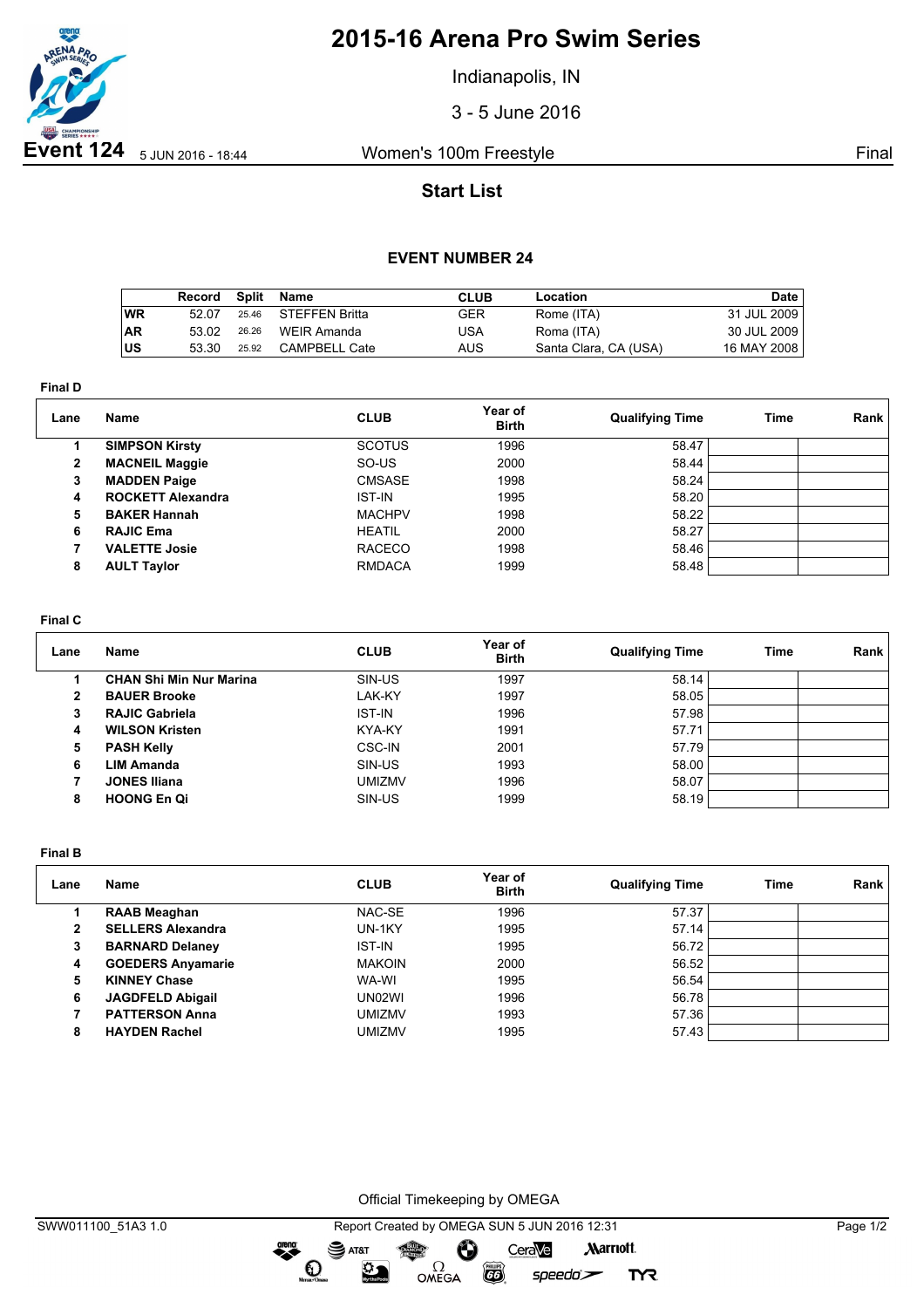# 2015-16 Arena Pro Swim Series

Indianapolis, IN

3 - 5 June 2016

**Event 124** 5 JUN 2016 - 18:44 Women's 100m Freestyle Final

## Start List

### EVENT NUMBER 24

| | Record | Split | Name | CLUB | Location | Date |
|---|---|---|---|---|---|---|
| WR | 52.07 | 25.46 | STEFFEN Britta | GER | Rome (ITA) | 31 JUL 2009 |
| AR | 53.02 | 26.26 | WEIR Amanda | USA | Roma (ITA) | 30 JUL 2009 |
| US | 53.30 | 25.92 | CAMPBELL Cate | AUS | Santa Clara, CA (USA) | 16 MAY 2008 |

**Final D**

| Lane | Name | CLUB | Year of Birth | Qualifying Time | Time | Rank |
|---|---|---|---|---|---|---|
| 1 | **SIMPSON Kirsty** | SCOTUS | 1996 | 58.47 | | |
| 2 | **MACNEIL Maggie** | SO-US | 2000 | 58.44 | | |
| 3 | **MADDEN Paige** | CMSASE | 1998 | 58.24 | | |
| 4 | **ROCKETT Alexandra** | IST-IN | 1995 | 58.20 | | |
| 5 | **BAKER Hannah** | MACHPV | 1998 | 58.22 | | |
| 6 | **RAJIC Ema** | HEATIL | 2000 | 58.27 | | |
| 7 | **VALETTE Josie** | RACECO | 1998 | 58.46 | | |
| 8 | **AULT Taylor** | RMDACA | 1999 | 58.48 | | |

**Final C**

| Lane | Name | CLUB | Year of Birth | Qualifying Time | Time | Rank |
|---|---|---|---|---|---|---|
| 1 | **CHAN Shi Min Nur Marina** | SIN-US | 1997 | 58.14 | | |
| 2 | **BAUER Brooke** | LAK-KY | 1997 | 58.05 | | |
| 3 | **RAJIC Gabriela** | IST-IN | 1996 | 57.98 | | |
| 4 | **WILSON Kristen** | KYA-KY | 1991 | 57.71 | | |
| 5 | **PASH Kelly** | CSC-IN | 2001 | 57.79 | | |
| 6 | **LIM Amanda** | SIN-US | 1993 | 58.00 | | |
| 7 | **JONES Iliana** | UMIZMV | 1996 | 58.07 | | |
| 8 | **HOONG En Qi** | SIN-US | 1999 | 58.19 | | |

**Final B**

| Lane | Name | CLUB | Year of Birth | Qualifying Time | Time | Rank |
|---|---|---|---|---|---|---|
| 1 | **RAAB Meaghan** | NAC-SE | 1996 | 57.37 | | |
| 2 | **SELLERS Alexandra** | UN-1KY | 1995 | 57.14 | | |
| 3 | **BARNARD Delaney** | IST-IN | 1995 | 56.72 | | |
| 4 | **GOEDERS Anyamarie** | MAKOIN | 2000 | 56.52 | | |
| 5 | **KINNEY Chase** | WA-WI | 1995 | 56.54 | | |
| 6 | **JAGDFELD Abigail** | UN02WI | 1996 | 56.78 | | |
| 7 | **PATTERSON Anna** | UMIZMV | 1993 | 57.36 | | |
| 8 | **HAYDEN Rachel** | UMIZMV | 1995 | 57.43 | | |

Official Timekeeping by OMEGA

SWW011100_51A3 1.0 Report Created by OMEGA SUN 5 JUN 2016 12:31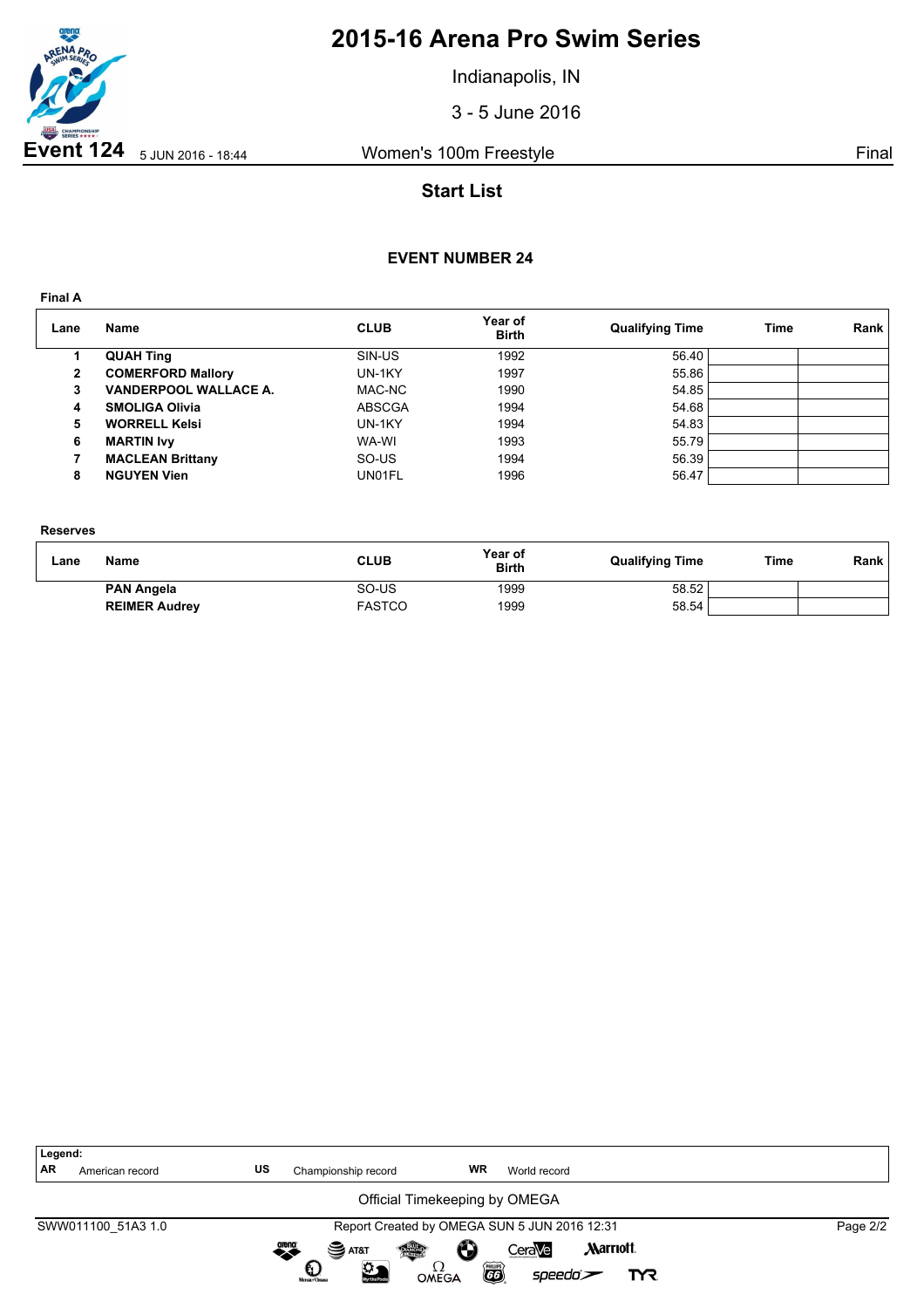# 2015-16 Arena Pro Swim Series

Indianapolis, IN

3 - 5 June 2016

**Event 124** 5 JUN 2016 - 18:44 Women's 100m Freestyle Final

## Start List

### EVENT NUMBER 24

**Final A**

| Lane | Name | CLUB | Year of Birth | Qualifying Time | Time | Rank |
|---|---|---|---|---|---|---|
| 1 | **QUAH Ting** | SIN-US | 1992 | 56.40 | | |
| 2 | **COMERFORD Mallory** | UN-1KY | 1997 | 55.86 | | |
| 3 | **VANDERPOOL WALLACE A.** | MAC-NC | 1990 | 54.85 | | |
| 4 | **SMOLIGA Olivia** | ABSCGA | 1994 | 54.68 | | |
| 5 | **WORRELL Kelsi** | UN-1KY | 1994 | 54.83 | | |
| 6 | **MARTIN Ivy** | WA-WI | 1993 | 55.79 | | |
| 7 | **MACLEAN Brittany** | SO-US | 1994 | 56.39 | | |
| 8 | **NGUYEN Vien** | UN01FL | 1996 | 56.47 | | |

**Reserves**

| Lane | Name | CLUB | Year of Birth | Qualifying Time | Time | Rank |
|---|---|---|---|---|---|---|
| | **PAN Angela** | SO-US | 1999 | 58.52 | | |
| | **REIMER Audrey** | FASTCO | 1999 | 58.54 | | |

Legend:

| | | | | | |
|---|---|---|---|---|---|
| **AR** | American record | **US** | Championship record | **WR** | World record |

Official Timekeeping by OMEGA

SWW011100_51A3 1.0 Report Created by OMEGA SUN 5 JUN 2016 12:31